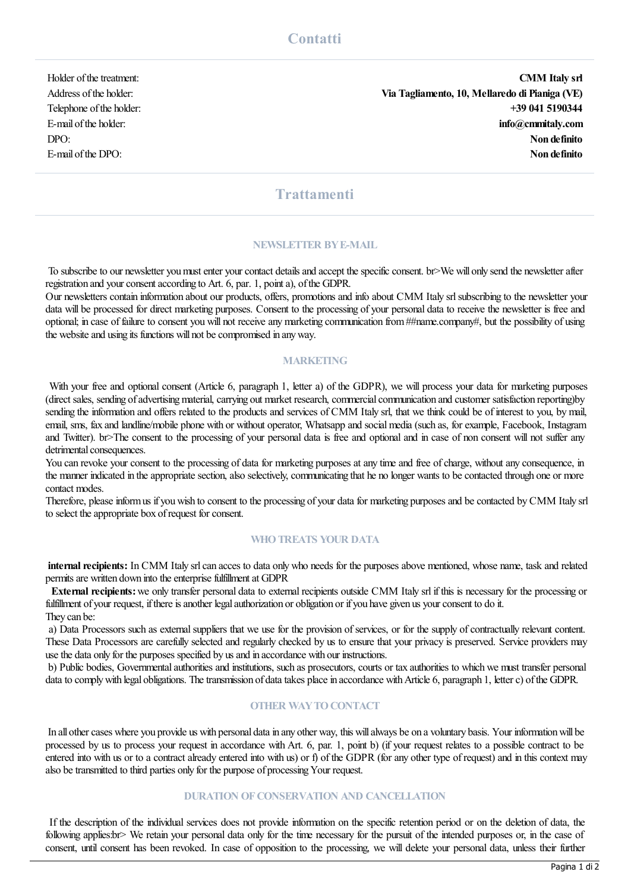## Contatti

| | |
|---|---|
| Holder of the treatment: | **CMM Italy srl** |
| Address of the holder: | **Via Tagliamento, 10, Mellaredo di Pianiga (VE)** |
| Telephone of the holder: | **+39 041 5190344** |
| E-mail of the holder: | **info@cmmitaly.com** |
| DPO: | **Non definito** |
| E-mail of the DPO: | **Non definito** |

## Trattamenti

### NEWSLETTER BY E-MAIL

To subscribe to our newsletter you must enter your contact details and accept the specific consent. br>We will only send the newsletter after registration and your consent according to Art. 6, par. 1, point a), of the GDPR.
Our newsletters contain information about our products, offers, promotions and info about CMM Italy srl subscribing to the newsletter your data will be processed for direct marketing purposes. Consent to the processing of your personal data to receive the newsletter is free and optional; in case of failure to consent you will not receive any marketing communication from ##name.company#, but the possibility of using the website and using its functions will not be compromised in any way.

### MARKETING

With your free and optional consent (Article 6, paragraph 1, letter a) of the GDPR), we will process your data for marketing purposes (direct sales, sending of advertising material, carrying out market research, commercial communication and customer satisfaction reporting)by sending the information and offers related to the products and services of CMM Italy srl, that we think could be of interest to you, by mail, email, sms, fax and landline/mobile phone with or without operator, Whatsapp and social media (such as, for example, Facebook, Instagram and Twitter). br>The consent to the processing of your personal data is free and optional and in case of non consent will not suffer any detrimental consequences.
You can revoke your consent to the processing of data for marketing purposes at any time and free of charge, without any consequence, in the manner indicated in the appropriate section, also selectively, communicating that he no longer wants to be contacted through one or more contact modes.
Therefore, please inform us if you wish to consent to the processing of your data for marketing purposes and be contacted by CMM Italy srl to select the appropriate box of request for consent.

### WHO TREATS YOUR DATA

**internal recipients:** In CMM Italy srl can acces to data only who needs for the purposes above mentioned, whose name, task and related permits are written down into the enterprise fulfillment at GDPR

**External recipients:** we only transfer personal data to external recipients outside CMM Italy srl if this is necessary for the processing or fulfillment of your request, if there is another legal authorization or obligation or if you have given us your consent to do it.
They can be:

a) Data Processors such as external suppliers that we use for the provision of services, or for the supply of contractually relevant content. These Data Processors are carefully selected and regularly checked by us to ensure that your privacy is preserved. Service providers may use the data only for the purposes specified by us and in accordance with our instructions.

b) Public bodies, Governmental authorities and institutions, such as prosecutors, courts or tax authorities to which we must transfer personal data to comply with legal obligations. The transmission of data takes place in accordance with Article 6, paragraph 1, letter c) of the GDPR.

### OTHER WAY TO CONTACT

In all other cases where you provide us with personal data in any other way, this will always be on a voluntary basis. Your information will be processed by us to process your request in accordance with Art. 6, par. 1, point b) (if your request relates to a possible contract to be entered into with us or to a contract already entered into with us) or f) of the GDPR (for any other type of request) and in this context may also be transmitted to third parties only for the purpose of processing Your request.

### DURATION OF CONSERVATION AND CANCELLATION

If the description of the individual services does not provide information on the specific retention period or on the deletion of data, the following applies:br> We retain your personal data only for the time necessary for the pursuit of the intended purposes or, in the case of consent, until consent has been revoked. In case of opposition to the processing, we will delete your personal data, unless their further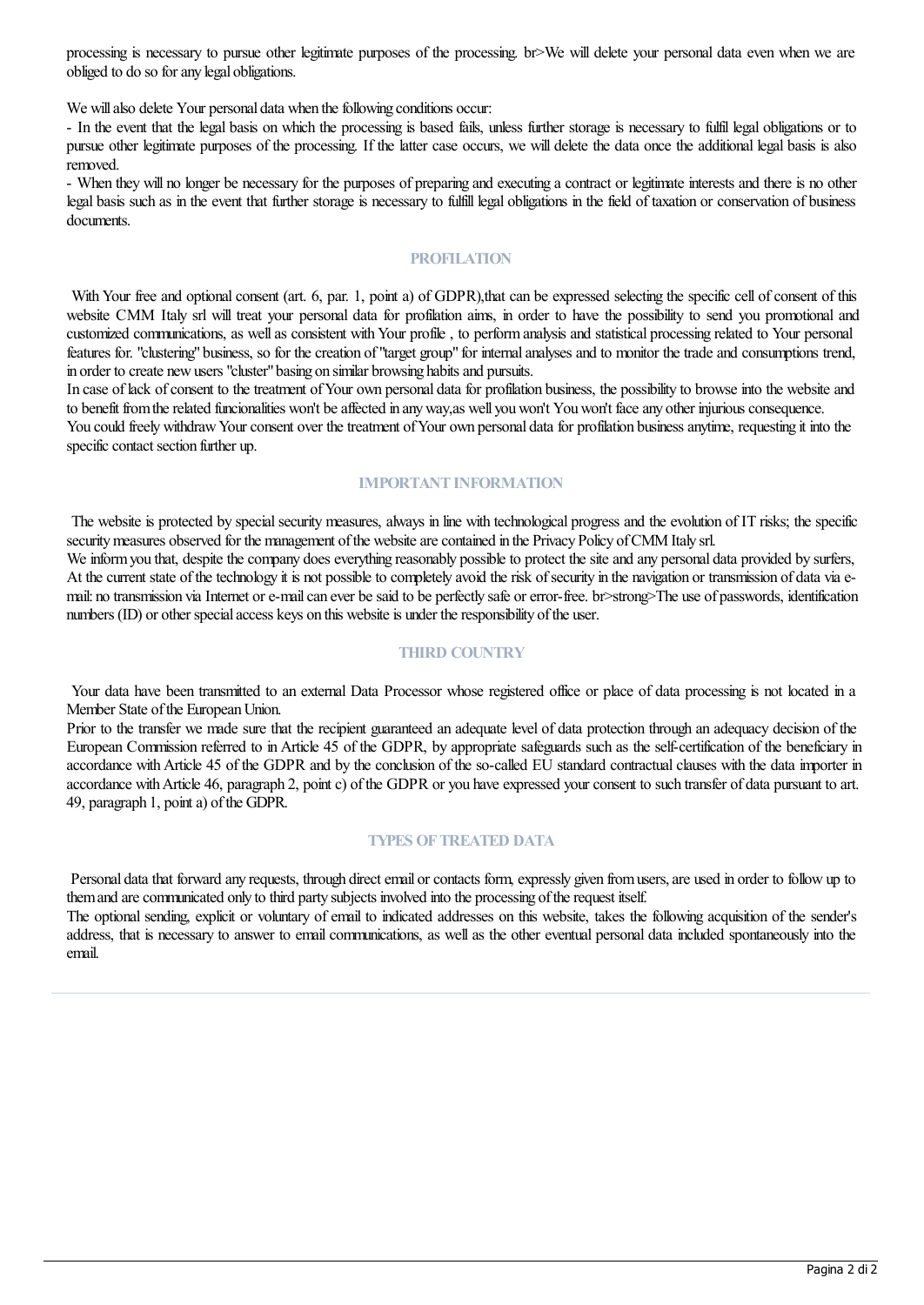processing is necessary to pursue other legitimate purposes of the processing. br>We will delete your personal data even when we are obliged to do so for any legal obligations.

We will also delete Your personal data when the following conditions occur:

- In the event that the legal basis on which the processing is based fails, unless further storage is necessary to fulfil legal obligations or to pursue other legitimate purposes of the processing. If the latter case occurs, we will delete the data once the additional legal basis is also removed.
- When they will no longer be necessary for the purposes of preparing and executing a contract or legitimate interests and there is no other legal basis such as in the event that further storage is necessary to fulfill legal obligations in the field of taxation or conservation of business documents.

## PROFILATION

With Your free and optional consent (art. 6, par. 1, point a) of GDPR),that can be expressed selecting the specific cell of consent of this website CMM Italy srl will treat your personal data for profilation aims, in order to have the possibility to send you promotional and customized communications, as well as consistent with Your profile , to perform analysis and statistical processing related to Your personal features for. "clustering" business, so for the creation of "target group" for internal analyses and to monitor the trade and consumptions trend, in order to create new users "cluster" basing on similar browsing habits and pursuits.
In case of lack of consent to the treatment of Your own personal data for profilation business, the possibility to browse into the website and to benefit from the related funcionalities won't be affected in any way,as well you won't You won't face any other injurious consequence.
You could freely withdraw Your consent over the treatment of Your own personal data for profilation business anytime, requesting it into the specific contact section further up.

## IMPORTANT INFORMATION

The website is protected by special security measures, always in line with technological progress and the evolution of IT risks; the specific security measures observed for the management of the website are contained in the Privacy Policy of CMM Italy srl.
We inform you that, despite the company does everything reasonably possible to protect the site and any personal data provided by surfers, At the current state of the technology it is not possible to completely avoid the risk of security in the navigation or transmission of data via e-mail: no transmission via Internet or e-mail can ever be said to be perfectly safe or error-free. br>strong>The use of passwords, identification numbers (ID) or other special access keys on this website is under the responsibility of the user.

## THIRD COUNTRY

Your data have been transmitted to an external Data Processor whose registered office or place of data processing is not located in a Member State of the European Union.
Prior to the transfer we made sure that the recipient guaranteed an adequate level of data protection through an adequacy decision of the European Commission referred to in Article 45 of the GDPR, by appropriate safeguards such as the self-certification of the beneficiary in accordance with Article 45 of the GDPR and by the conclusion of the so-called EU standard contractual clauses with the data importer in accordance with Article 46, paragraph 2, point c) of the GDPR or you have expressed your consent to such transfer of data pursuant to art. 49, paragraph 1, point a) of the GDPR.

## TYPES OF TREATED DATA

Personal data that forward any requests, through direct email or contacts form, expressly given from users, are used in order to follow up to them and are communicated only to third party subjects involved into the processing of the request itself.
The optional sending, explicit or voluntary of email to indicated addresses on this website, takes the following acquisition of the sender's address, that is necessary to answer to email communications, as well as the other eventual personal data included spontaneously into the email.